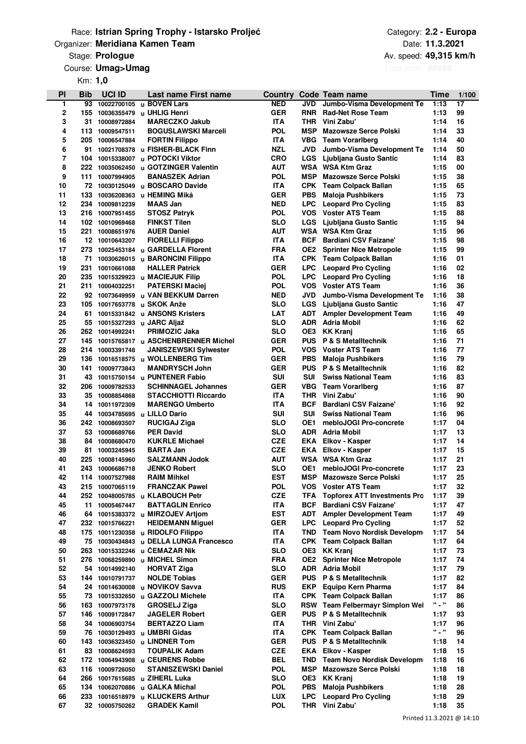Race: **Istrian Spring Trophy - Istarsko Proljeć**
Organizer: **Meridiana Kamen Team**
Stage: **Prologue**
Course: **Umag>Umag**
Km: **1,0**

Category: **2.2 - Europa**
Date: **11.3.2021**
Av. speed: **49,315 km/h**
Time limit: **#####**

| Pl | Bib | UCI ID | | Last name First name | Country | Code | Team name | Time | 1/100 |
|---|---|---|---|---|---|---|---|---|---|
| 1 | 93 | 10022700105 | u | BOVEN Lars | NED | JVD | Jumbo-Visma Development Te | 1:13 | 17 |
| 2 | 155 | 10036355479 | u | UHLIG Henri | GER | RNR | Rad-Net Rose Team | 1:13 | 99 |
| 3 | 31 | 10008972884 | | MARECZKO Jakub | ITA | THR | Vini Zabu' | 1:14 | 16 |
| 4 | 113 | 10009547511 | | BOGUSLAWSKI Marceli | POL | MSP | Mazowsze Serce Polski | 1:14 | 33 |
| 5 | 205 | 10006547884 | | FORTIN Filippo | ITA | VBG | Team Vorarlberg | 1:14 | 40 |
| 6 | 91 | 10021708378 | u | FISHER-BLACK Finn | NZL | JVD | Jumbo-Visma Development Te | 1:14 | 50 |
| 7 | 104 | 10015338007 | u | POTOCKI Viktor | CRO | LGS | Ljubljana Gusto Santic | 1:14 | 83 |
| 8 | 222 | 10035062450 | u | GOTZINGER Valentin | AUT | WSA | WSA Ktm Graz | 1:15 | 00 |
| 9 | 111 | 10007994905 | | BANASZEK Adrian | POL | MSP | Mazowsze Serce Polski | 1:15 | 38 |
| 10 | 72 | 10030125049 | u | BOSCARO Davide | ITA | CPK | Team Colpack Ballan | 1:15 | 65 |
| 11 | 133 | 10036208363 | u | HEMING Miká | GER | PBS | Maloja Pushbikers | 1:15 | 73 |
| 12 | 234 | 10009812239 | | MAAS Jan | NED | LPC | Leopard Pro Cycling | 1:15 | 83 |
| 13 | 216 | 10007951455 | | STOSZ Patryk | POL | VOS | Voster ATS Team | 1:15 | 88 |
| 14 | 102 | 10010969468 | | FINKST Tilen | SLO | LGS | Ljubljana Gusto Santic | 1:15 | 94 |
| 15 | 221 | 10008651976 | | AUER Daniel | AUT | WSA | WSA Ktm Graz | 1:15 | 96 |
| 16 | 12 | 10010643207 | | FIORELLI Filippo | ITA | BCF | Bardiani CSV Faizane' | 1:15 | 98 |
| 17 | 273 | 10025453184 | u | GARDELLA Florent | FRA | OE2 | Sprinter Nice Metropole | 1:15 | 99 |
| 18 | 71 | 10030626015 | u | BARONCINI Filippo | ITA | CPK | Team Colpack Ballan | 1:16 | 01 |
| 19 | 231 | 10010661088 | | HALLER Patrick | GER | LPC | Leopard Pro Cycling | 1:16 | 02 |
| 20 | 235 | 10015329923 | u | MACIEJUK Filip | POL | LPC | Leopard Pro Cycling | 1:16 | 18 |
| 21 | 211 | 10004032251 | | PATERSKI Maciej | POL | VOS | Voster ATS Team | 1:16 | 36 |
| 22 | 92 | 10073649959 | u | VAN BEKKUM Darren | NED | JVD | Jumbo-Visma Development Te | 1:16 | 38 |
| 23 | 105 | 10017653778 | u | SKOK Anže | SLO | LGS | Ljubljana Gusto Santic | 1:16 | 47 |
| 24 | 61 | 10015331842 | u | ANSONS Kristers | LAT | ADT | Ampler Development Team | 1:16 | 49 |
| 25 | 55 | 10015327293 | u | JARC Aljaž | SLO | ADR | Adria Mobil | 1:16 | 62 |
| 26 | 262 | 10014992241 | | PRIMOZIC Jaka | SLO | OE3 | KK Kranj | 1:16 | 65 |
| 27 | 145 | 10015765817 | u | ASCHENBRENNER Michel | GER | PUS | P & S Metalltechnik | 1:16 | 71 |
| 28 | 214 | 10003391748 | | JANISZEWSKI Sylwester | POL | VOS | Voster ATS Team | 1:16 | 77 |
| 29 | 136 | 10016518575 | u | WOLLENBERG Tim | GER | PBS | Maloja Pushbikers | 1:16 | 79 |
| 30 | 141 | 10009773843 | | MANDRYSCH John | GER | PUS | P & S Metalltechnik | 1:16 | 82 |
| 31 | 43 | 10015750154 | u | PUNTENER Fabio | SUI | SUI | Swiss National Team | 1:16 | 83 |
| 32 | 206 | 10009782533 | | SCHINNAGEL Johannes | GER | VBG | Team Vorarlberg | 1:16 | 87 |
| 33 | 35 | 10008854868 | | STACCHIOTTI Riccardo | ITA | THR | Vini Zabu' | 1:16 | 90 |
| 34 | 14 | 10011972309 | | MARENGO Umberto | ITA | BCF | Bardiani CSV Faizane' | 1:16 | 92 |
| 35 | 44 | 10034785695 | u | LILLO Dario | SUI | SUI | Swiss National Team | 1:16 | 96 |
| 36 | 242 | 10008693507 | | RUCIGAJ Ziga | SLO | OE1 | mebloJOGI Pro-concrete | 1:17 | 04 |
| 37 | 53 | 10008689766 | | PER David | SLO | ADR | Adria Mobil | 1:17 | 13 |
| 38 | 84 | 10008680470 | | KUKRLE Michael | CZE | EKA | Elkov - Kasper | 1:17 | 14 |
| 39 | 81 | 10003245945 | | BARTA Jan | CZE | EKA | Elkov - Kasper | 1:17 | 15 |
| 40 | 225 | 10008145960 | | SALZMANN Jodok | AUT | WSA | WSA Ktm Graz | 1:17 | 21 |
| 41 | 243 | 10006686718 | | JENKO Robert | SLO | OE1 | mebloJOGI Pro-concrete | 1:17 | 23 |
| 42 | 114 | 10007527988 | | RAIM Mihkel | EST | MSP | Mazowsze Serce Polski | 1:17 | 25 |
| 43 | 215 | 10007065119 | | FRANCZAK Pawel | POL | VOS | Voster ATS Team | 1:17 | 32 |
| 44 | 252 | 10048005785 | u | KLABOUCH Petr | CZE | TFA | Topforex ATT Investments Pro | 1:17 | 39 |
| 45 | 11 | 10005467447 | | BATTAGLIN Enrico | ITA | BCF | Bardiani CSV Faizane' | 1:17 | 47 |
| 46 | 64 | 10015383372 | u | MIRZOJEV Artjom | EST | ADT | Ampler Development Team | 1:17 | 49 |
| 47 | 232 | 10015766221 | | HEIDEMANN Miguel | GER | LPC | Leopard Pro Cycling | 1:17 | 52 |
| 48 | 175 | 10011230358 | u | RIDOLFO Filippo | ITA | TND | Team Novo Nordisk Developm | 1:17 | 54 |
| 49 | 75 | 10030434843 | u | DELLA LUNGA Francesco | ITA | CPK | Team Colpack Ballan | 1:17 | 64 |
| 50 | 263 | 10015332246 | u | ČEMAŽAR Nik | SLO | OE3 | KK Kranj | 1:17 | 73 |
| 51 | 276 | 10068259890 | u | MICHEL Simon | FRA | OE2 | Sprinter Nice Metropole | 1:17 | 74 |
| 52 | 54 | 10014992140 | | HORVAT Ziga | SLO | ADR | Adria Mobil | 1:17 | 79 |
| 53 | 144 | 10010791737 | | NOLDE Tobias | GER | PUS | P & S Metalltechnik | 1:17 | 82 |
| 54 | 24 | 10014630008 | u | NOVIKOV Savva | RUS | EKP | Equipo Kern Pharma | 1:17 | 84 |
| 55 | 73 | 10015332650 | u | GAZZOLI Michele | ITA | CPK | Team Colpack Ballan | 1:17 | 86 |
| 56 | 163 | 10007973178 | | GROSELJ Ziga | SLO | RSW | Team Felbermayr Simplon Wel | " - " | 86 |
| 57 | 146 | 10009172847 | | JAGELER Robert | GER | PUS | P & S Metalltechnik | 1:17 | 93 |
| 58 | 34 | 10006903754 | | BERTAZZO Liam | ITA | THR | Vini Zabu' | 1:17 | 96 |
| 59 | 76 | 10030129493 | u | UMBRI Gidas | ITA | CPK | Team Colpack Ballan | " - " | 96 |
| 60 | 143 | 10036323450 | u | LINDNER Tom | GER | PUS | P & S Metalltechnik | 1:18 | 14 |
| 61 | 83 | 10008624593 | | TOUPALIK Adam | CZE | EKA | Elkov - Kasper | 1:18 | 15 |
| 62 | 172 | 10064943908 | u | CEURENS Robbe | BEL | TND | Team Novo Nordisk Developm | 1:18 | 16 |
| 63 | 116 | 10009726050 | | STANISZEWSKI Daniel | POL | MSP | Mazowsze Serce Polski | 1:18 | 18 |
| 64 | 266 | 10017615685 | u | ZIHERL Luka | SLO | OE3 | KK Kranj | 1:18 | 19 |
| 65 | 134 | 10062070886 | u | GALKA Michal | POL | PBS | Maloja Pushbikers | 1:18 | 28 |
| 66 | 233 | 10016518979 | u | KLUCKERS Arthur | LUX | LPC | Leopard Pro Cycling | 1:18 | 29 |
| 67 | 32 | 10005750262 | | GRADEK Kamil | POL | THR | Vini Zabu' | 1:18 | 35 |

Printed 11.3.2021 @ 14:10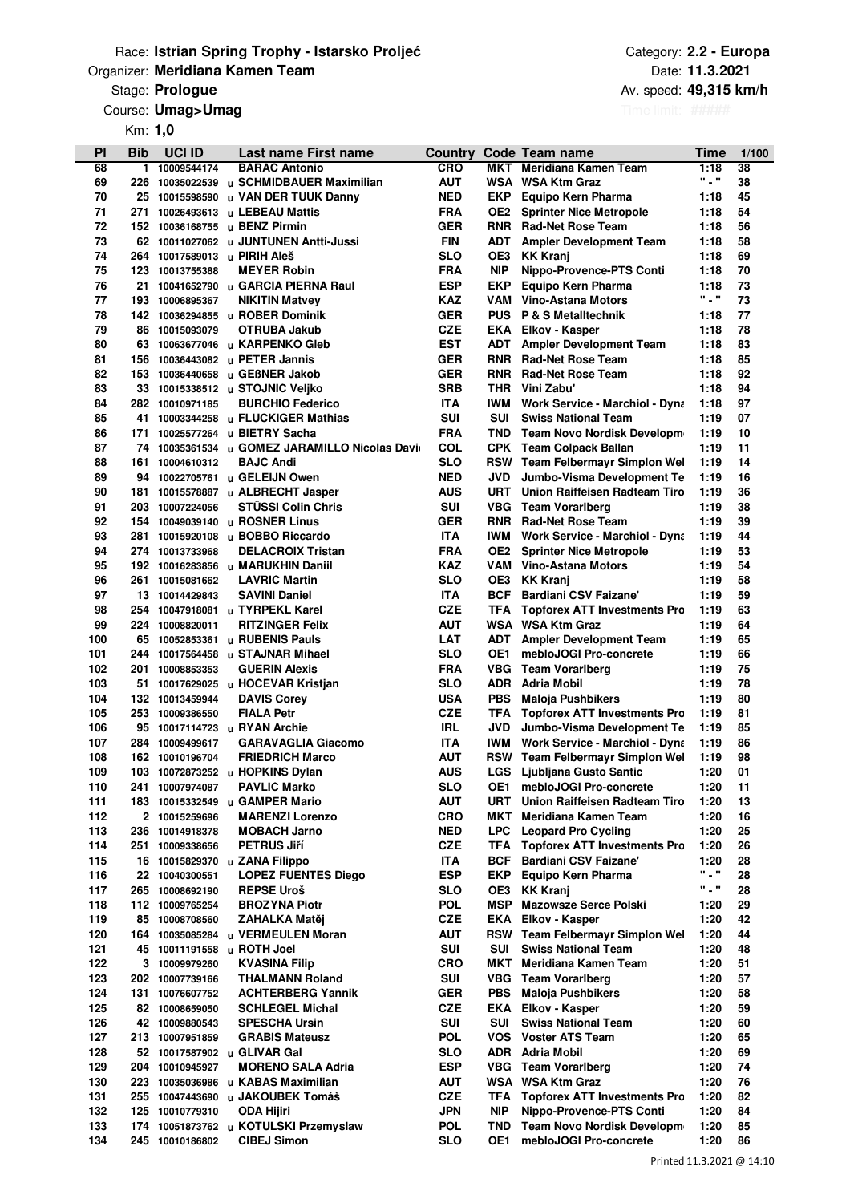Race: **Istrian Spring Trophy - Istarsko Proljeć**

Organizer: **Meridiana Kamen Team**

Stage: **Prologue**

Course: **Umag>Umag**

Km: **1,0**

Category: **2.2 - Europa**

Date: **11.3.2021**

Av. speed: **49,315 km/h**

Time limit: **#####**

| Pl | Bib | UCI ID | | Last name First name | Country | Code | Team name | Time | 1/100 |
|---|---|---|---|---|---|---|---|---|---|
| 68 | 1 | 10009544174 | | BARAC Antonio | CRO | MKT | Meridiana Kamen Team | 1:18 | 38 |
| 69 | 226 | 10035022539 | u | SCHMIDBAUER Maximilian | AUT | WSA | WSA Ktm Graz | " - " | 38 |
| 70 | 25 | 10015598590 | u | VAN DER TUUK Danny | NED | EKP | Equipo Kern Pharma | 1:18 | 45 |
| 71 | 271 | 10026493613 | u | LEBEAU Mattis | FRA | OE2 | Sprinter Nice Metropole | 1:18 | 54 |
| 72 | 152 | 10036168755 | u | BENZ Pirmin | GER | RNR | Rad-Net Rose Team | 1:18 | 56 |
| 73 | 62 | 10011027062 | u | JUNTUNEN Antti-Jussi | FIN | ADT | Ampler Development Team | 1:18 | 58 |
| 74 | 264 | 10017589013 | u | PIRIH Aleš | SLO | OE3 | KK Kranj | 1:18 | 69 |
| 75 | 123 | 10013755388 | | MEYER Robin | FRA | NIP | Nippo-Provence-PTS Conti | 1:18 | 70 |
| 76 | 21 | 10041652790 | u | GARCIA PIERNA Raul | ESP | EKP | Equipo Kern Pharma | 1:18 | 73 |
| 77 | 193 | 10006895367 | | NIKITIN Matvey | KAZ | VAM | Vino-Astana Motors | " - " | 73 |
| 78 | 142 | 10036294855 | u | RÖBER Dominik | GER | PUS | P & S Metalltechnik | 1:18 | 77 |
| 79 | 86 | 10015093079 | | OTRUBA Jakub | CZE | EKA | Elkov - Kasper | 1:18 | 78 |
| 80 | 63 | 10063677046 | u | KARPENKO Gleb | EST | ADT | Ampler Development Team | 1:18 | 83 |
| 81 | 156 | 10036443082 | u | PETER Jannis | GER | RNR | Rad-Net Rose Team | 1:18 | 85 |
| 82 | 153 | 10036440658 | u | GEßNER Jakob | GER | RNR | Rad-Net Rose Team | 1:18 | 92 |
| 83 | 33 | 10015338512 | u | STOJNIC Veljko | SRB | THR | Vini Zabu' | 1:18 | 94 |
| 84 | 282 | 10010971185 | | BURCHIO Federico | ITA | IWM | Work Service - Marchiol - Dyna | 1:18 | 97 |
| 85 | 41 | 10003344258 | u | FLUCKIGER Mathias | SUI | SUI | Swiss National Team | 1:19 | 07 |
| 86 | 171 | 10025577264 | u | BIETRY Sacha | FRA | TND | Team Novo Nordisk Developm | 1:19 | 10 |
| 87 | 74 | 10035361534 | u | GOMEZ JARAMILLO Nicolas Davi | COL | CPK | Team Colpack Ballan | 1:19 | 11 |
| 88 | 161 | 10004610312 | | BAJC Andi | SLO | RSW | Team Felbermayr Simplon Wel | 1:19 | 14 |
| 89 | 94 | 10022705761 | u | GELEIJN Owen | NED | JVD | Jumbo-Visma Development Te | 1:19 | 16 |
| 90 | 181 | 10015578887 | u | ALBRECHT Jasper | AUS | URT | Union Raiffeisen Radteam Tiro | 1:19 | 36 |
| 91 | 203 | 10007224056 | | STÜSSI Colin Chris | SUI | VBG | Team Vorarlberg | 1:19 | 38 |
| 92 | 154 | 10049039140 | u | ROSNER Linus | GER | RNR | Rad-Net Rose Team | 1:19 | 39 |
| 93 | 281 | 10015920108 | u | BOBBO Riccardo | ITA | IWM | Work Service - Marchiol - Dyna | 1:19 | 44 |
| 94 | 274 | 10013733968 | | DELACROIX Tristan | FRA | OE2 | Sprinter Nice Metropole | 1:19 | 53 |
| 95 | 192 | 10016283856 | u | MARUKHIN Daniil | KAZ | VAM | Vino-Astana Motors | 1:19 | 54 |
| 96 | 261 | 10015081662 | | LAVRIC Martin | SLO | OE3 | KK Kranj | 1:19 | 58 |
| 97 | 13 | 10014429843 | | SAVINI Daniel | ITA | BCF | Bardiani CSV Faizane' | 1:19 | 59 |
| 98 | 254 | 10047918081 | u | TYRPEKL Karel | CZE | TFA | Topforex ATT Investments Pro | 1:19 | 63 |
| 99 | 224 | 10008820011 | | RITZINGER Felix | AUT | WSA | WSA Ktm Graz | 1:19 | 64 |
| 100 | 65 | 10052853361 | u | RUBENIS Pauls | LAT | ADT | Ampler Development Team | 1:19 | 65 |
| 101 | 244 | 10017564458 | u | STAJNAR Mihael | SLO | OE1 | mebloJOGI Pro-concrete | 1:19 | 66 |
| 102 | 201 | 10008853353 | | GUERIN Alexis | FRA | VBG | Team Vorarlberg | 1:19 | 75 |
| 103 | 51 | 10017629025 | u | HOCEVAR Kristjan | SLO | ADR | Adria Mobil | 1:19 | 78 |
| 104 | 132 | 10013459944 | | DAVIS Corey | USA | PBS | Maloja Pushbikers | 1:19 | 80 |
| 105 | 253 | 10009386550 | | FIALA Petr | CZE | TFA | Topforex ATT Investments Pro | 1:19 | 81 |
| 106 | 95 | 10017114723 | u | RYAN Archie | IRL | JVD | Jumbo-Visma Development Te | 1:19 | 85 |
| 107 | 284 | 10009499617 | | GARAVAGLIA Giacomo | ITA | IWM | Work Service - Marchiol - Dyna | 1:19 | 86 |
| 108 | 162 | 10010196704 | | FRIEDRICH Marco | AUT | RSW | Team Felbermayr Simplon Wel | 1:19 | 98 |
| 109 | 103 | 10072873252 | u | HOPKINS Dylan | AUS | LGS | Ljubljana Gusto Santic | 1:20 | 01 |
| 110 | 241 | 10007974087 | | PAVLIC Marko | SLO | OE1 | mebloJOGI Pro-concrete | 1:20 | 11 |
| 111 | 183 | 10015332549 | u | GAMPER Mario | AUT | URT | Union Raiffeisen Radteam Tiro | 1:20 | 13 |
| 112 | 2 | 10015259696 | | MARENZI Lorenzo | CRO | MKT | Meridiana Kamen Team | 1:20 | 16 |
| 113 | 236 | 10014918378 | | MOBACH Jarno | NED | LPC | Leopard Pro Cycling | 1:20 | 25 |
| 114 | 251 | 10009338656 | | PETRUS Jiří | CZE | TFA | Topforex ATT Investments Pro | 1:20 | 26 |
| 115 | 16 | 10015829370 | u | ZANA Filippo | ITA | BCF | Bardiani CSV Faizane' | 1:20 | 28 |
| 116 | 22 | 10040300551 | | LOPEZ FUENTES Diego | ESP | EKP | Equipo Kern Pharma | " - " | 28 |
| 117 | 265 | 10008692190 | | REPŠE Uroš | SLO | OE3 | KK Kranj | " - " | 28 |
| 118 | 112 | 10009765254 | | BROZYNA Piotr | POL | MSP | Mazowsze Serce Polski | 1:20 | 29 |
| 119 | 85 | 10008708560 | | ZAHALKA Matěj | CZE | EKA | Elkov - Kasper | 1:20 | 42 |
| 120 | 164 | 10035085284 | u | VERMEULEN Moran | AUT | RSW | Team Felbermayr Simplon Wel | 1:20 | 44 |
| 121 | 45 | 10011191558 | u | ROTH Joel | SUI | SUI | Swiss National Team | 1:20 | 48 |
| 122 | 3 | 10009979260 | | KVASINA Filip | CRO | MKT | Meridiana Kamen Team | 1:20 | 51 |
| 123 | 202 | 10007739166 | | THALMANN Roland | SUI | VBG | Team Vorarlberg | 1:20 | 57 |
| 124 | 131 | 10076607752 | | ACHTERBERG Yannik | GER | PBS | Maloja Pushbikers | 1:20 | 58 |
| 125 | 82 | 10008659050 | | SCHLEGEL Michal | CZE | EKA | Elkov - Kasper | 1:20 | 59 |
| 126 | 42 | 10009880543 | | SPESCHA Ursin | SUI | SUI | Swiss National Team | 1:20 | 60 |
| 127 | 213 | 10007951859 | | GRABIS Mateusz | POL | VOS | Voster ATS Team | 1:20 | 65 |
| 128 | 52 | 10017587902 | u | GLIVAR Gal | SLO | ADR | Adria Mobil | 1:20 | 69 |
| 129 | 204 | 10010945927 | | MORENO SALA Adria | ESP | VBG | Team Vorarlberg | 1:20 | 74 |
| 130 | 223 | 10035036986 | u | KABAS Maximilian | AUT | WSA | WSA Ktm Graz | 1:20 | 76 |
| 131 | 255 | 10047443690 | u | JAKOUBEK Tomáš | CZE | TFA | Topforex ATT Investments Pro | 1:20 | 82 |
| 132 | 125 | 10010779310 | | ODA Hijiri | JPN | NIP | Nippo-Provence-PTS Conti | 1:20 | 84 |
| 133 | 174 | 10051873762 | u | KOTULSKI Przemyslaw | POL | TND | Team Novo Nordisk Developm | 1:20 | 85 |
| 134 | 245 | 10010186802 | | CIBEJ Simon | SLO | OE1 | mebloJOGI Pro-concrete | 1:20 | 86 |

Printed 11.3.2021 @ 14:10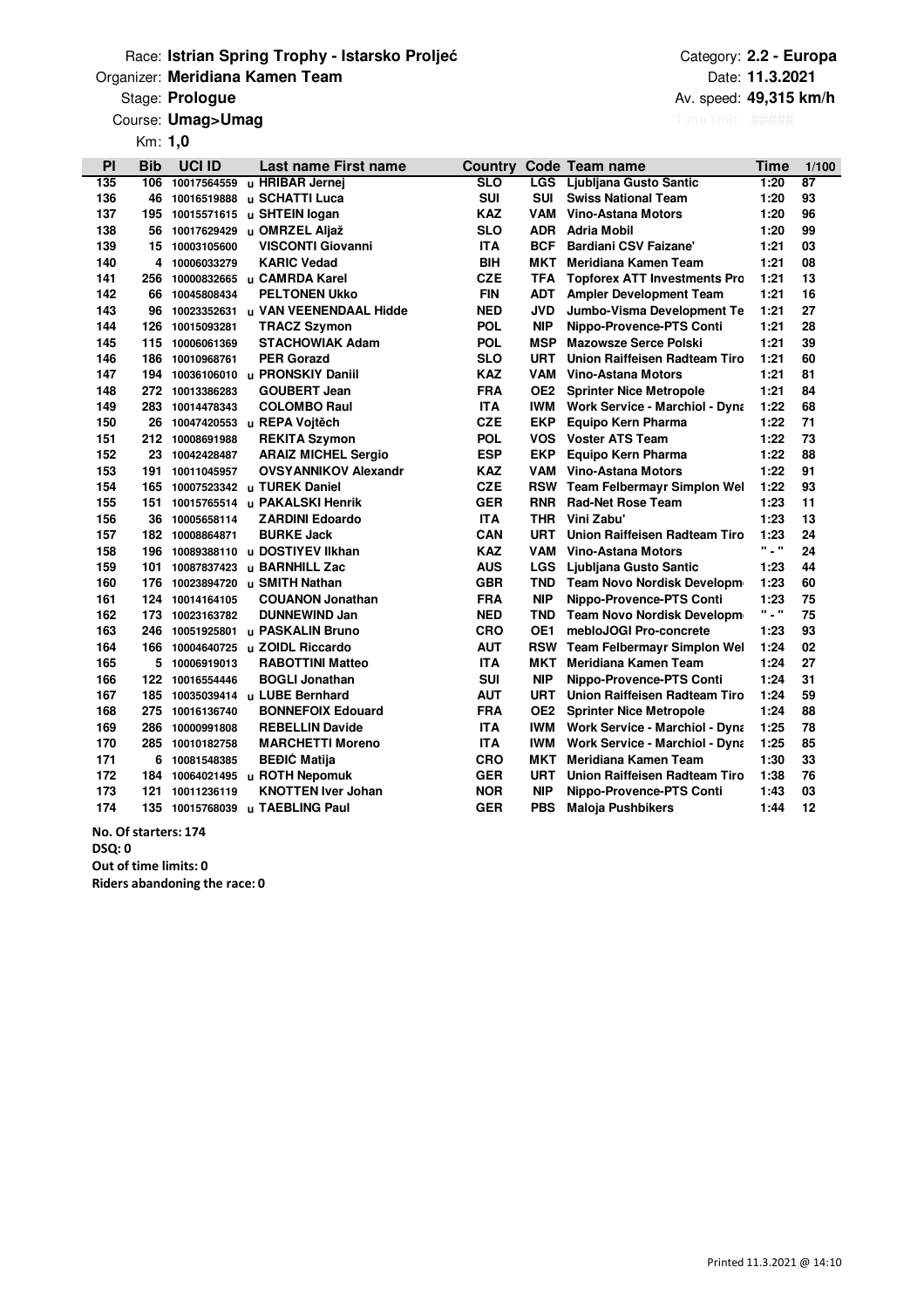Race: **Istrian Spring Trophy - Istarsko Proljeć**
Organizer: **Meridiana Kamen Team**
Stage: **Prologue**
Course: **Umag>Umag**
Km: **1,0**

Category: **2.2 - Europa**
Date: **11.3.2021**
Av. speed: **49,315 km/h**
Time limit: **#####**

| Pl | Bib | UCI ID | Last name First name | Country | Code | Team name | Time | 1/100 |
|---|---|---|---|---|---|---|---|---|
| 135 | 106 | 10017564559 | u HRIBAR Jernej | SLO | LGS | Ljubljana Gusto Santic | 1:20 | 87 |
| 136 | 46 | 10016519888 | u SCHATTI Luca | SUI | SUI | Swiss National Team | 1:20 | 93 |
| 137 | 195 | 10015571615 | u SHTEIN Iogan | KAZ | VAM | Vino-Astana Motors | 1:20 | 96 |
| 138 | 56 | 10017629429 | u OMRZEL Aljaž | SLO | ADR | Adria Mobil | 1:20 | 99 |
| 139 | 15 | 10003105600 | VISCONTI Giovanni | ITA | BCF | Bardiani CSV Faizane' | 1:21 | 03 |
| 140 | 4 | 10006033279 | KARIC Vedad | BIH | MKT | Meridiana Kamen Team | 1:21 | 08 |
| 141 | 256 | 10000832665 | u CAMRDA Karel | CZE | TFA | Topforex ATT Investments Pro | 1:21 | 13 |
| 142 | 66 | 10045808434 | PELTONEN Ukko | FIN | ADT | Ampler Development Team | 1:21 | 16 |
| 143 | 96 | 10023352631 | u VAN VEENENDAAL Hidde | NED | JVD | Jumbo-Visma Development Te | 1:21 | 27 |
| 144 | 126 | 10015093281 | TRACZ Szymon | POL | NIP | Nippo-Provence-PTS Conti | 1:21 | 28 |
| 145 | 115 | 10006061369 | STACHOWIAK Adam | POL | MSP | Mazowsze Serce Polski | 1:21 | 39 |
| 146 | 186 | 10010968761 | PER Gorazd | SLO | URT | Union Raiffeisen Radteam Tiro | 1:21 | 60 |
| 147 | 194 | 10036106010 | u PRONSKIY Daniil | KAZ | VAM | Vino-Astana Motors | 1:21 | 81 |
| 148 | 272 | 10013386283 | GOUBERT Jean | FRA | OE2 | Sprinter Nice Metropole | 1:21 | 84 |
| 149 | 283 | 10014478343 | COLOMBO Raul | ITA | IWM | Work Service - Marchiol - Dyna | 1:22 | 68 |
| 150 | 26 | 10047420553 | u REPA Vojtěch | CZE | EKP | Equipo Kern Pharma | 1:22 | 71 |
| 151 | 212 | 10008691988 | REKITA Szymon | POL | VOS | Voster ATS Team | 1:22 | 73 |
| 152 | 23 | 10042428487 | ARAIZ MICHEL Sergio | ESP | EKP | Equipo Kern Pharma | 1:22 | 88 |
| 153 | 191 | 10011045957 | OVSYANNIKOV Alexandr | KAZ | VAM | Vino-Astana Motors | 1:22 | 91 |
| 154 | 165 | 10007523342 | u TUREK Daniel | CZE | RSW | Team Felbermayr Simplon Wel | 1:22 | 93 |
| 155 | 151 | 10015765514 | u PAKALSKI Henrik | GER | RNR | Rad-Net Rose Team | 1:23 | 11 |
| 156 | 36 | 10005658114 | ZARDINI Edoardo | ITA | THR | Vini Zabu' | 1:23 | 13 |
| 157 | 182 | 10008864871 | BURKE Jack | CAN | URT | Union Raiffeisen Radteam Tiro | 1:23 | 24 |
| 158 | 196 | 10089388110 | u DOSTIYEV Ilkhan | KAZ | VAM | Vino-Astana Motors | " - " | 24 |
| 159 | 101 | 10087837423 | u BARNHILL Zac | AUS | LGS | Ljubljana Gusto Santic | 1:23 | 44 |
| 160 | 176 | 10023894720 | u SMITH Nathan | GBR | TND | Team Novo Nordisk Developm | 1:23 | 60 |
| 161 | 124 | 10014164105 | COUANON Jonathan | FRA | NIP | Nippo-Provence-PTS Conti | 1:23 | 75 |
| 162 | 173 | 10023163782 | DUNNEWIND Jan | NED | TND | Team Novo Nordisk Developm | " - " | 75 |
| 163 | 246 | 10051925801 | u PASKALIN Bruno | CRO | OE1 | mebloJOGI Pro-concrete | 1:23 | 93 |
| 164 | 166 | 10004640725 | u ZOIDL Riccardo | AUT | RSW | Team Felbermayr Simplon Wel | 1:24 | 02 |
| 165 | 5 | 10006919013 | RABOTTINI Matteo | ITA | MKT | Meridiana Kamen Team | 1:24 | 27 |
| 166 | 122 | 10016554446 | BOGLI Jonathan | SUI | NIP | Nippo-Provence-PTS Conti | 1:24 | 31 |
| 167 | 185 | 10035039414 | u LUBE Bernhard | AUT | URT | Union Raiffeisen Radteam Tiro | 1:24 | 59 |
| 168 | 275 | 10016136740 | BONNEFOIX Edouard | FRA | OE2 | Sprinter Nice Metropole | 1:24 | 88 |
| 169 | 286 | 10000991808 | REBELLIN Davide | ITA | IWM | Work Service - Marchiol - Dyna | 1:25 | 78 |
| 170 | 285 | 10010182758 | MARCHETTI Moreno | ITA | IWM | Work Service - Marchiol - Dyna | 1:25 | 85 |
| 171 | 6 | 10081548385 | BEĐIĆ Matija | CRO | MKT | Meridiana Kamen Team | 1:30 | 33 |
| 172 | 184 | 10064021495 | u ROTH Nepomuk | GER | URT | Union Raiffeisen Radteam Tiro | 1:38 | 76 |
| 173 | 121 | 10011236119 | KNOTTEN Iver Johan | NOR | NIP | Nippo-Provence-PTS Conti | 1:43 | 03 |
| 174 | 135 | 10015768039 | u TAEBLING Paul | GER | PBS | Maloja Pushbikers | 1:44 | 12 |

**No. Of starters: 174**
**DSQ: 0**
**Out of time limits: 0**
**Riders abandoning the race: 0**

Printed 11.3.2021 @ 14:10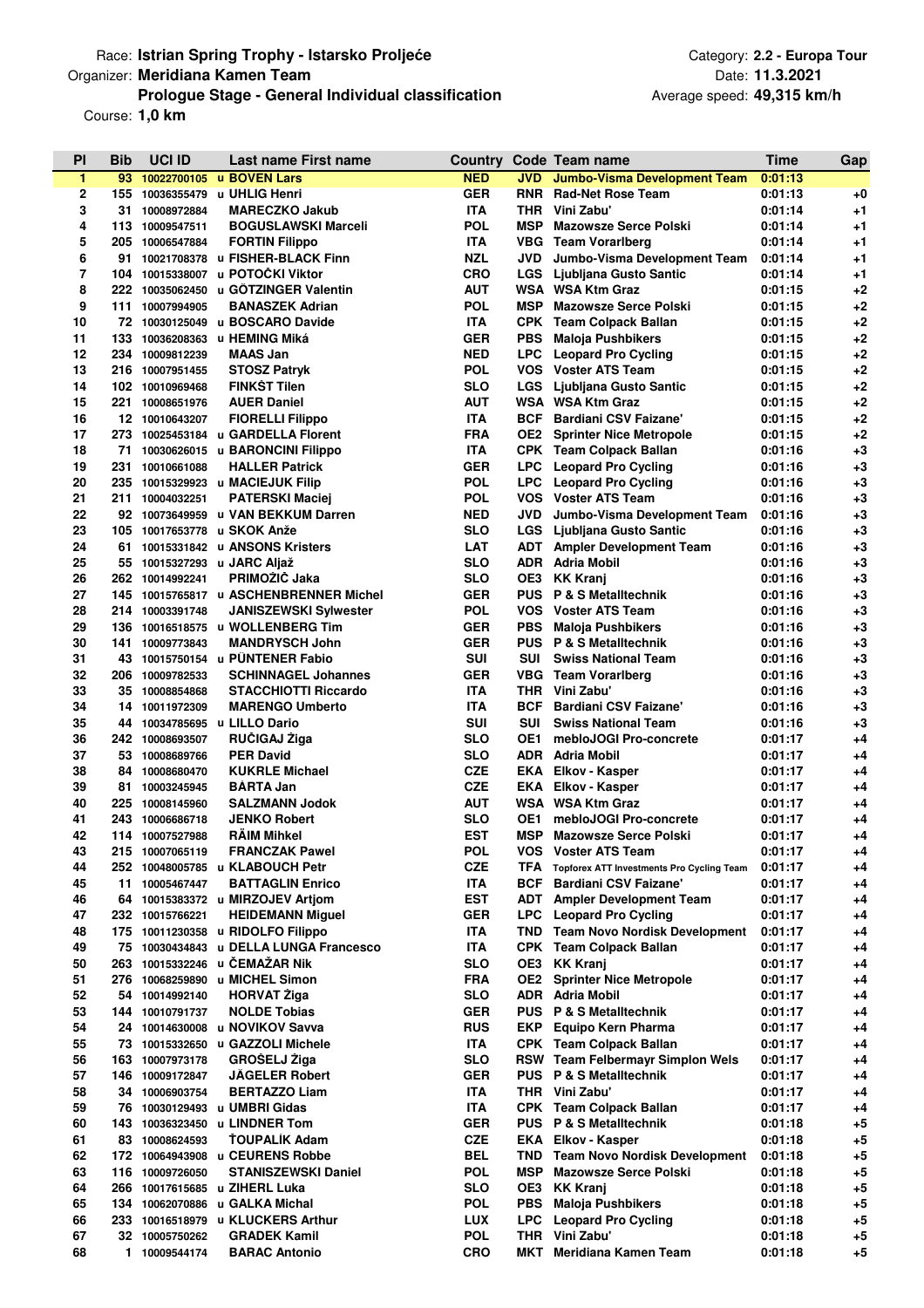Race: **Istrian Spring Trophy - Istarsko Proljeće**
Organizer: **Meridiana Kamen Team**
**Prologue Stage - General Individual classification**
Course: **1,0 km**

Category: **2.2 - Europa Tour**
Date: **11.3.2021**
Average speed: **49,315 km/h**

| Pl | Bib | UCI ID | Last name First name | Country | Code | Team name | Time | Gap |
|---|---|---|---|---|---|---|---|---|
| 1 | 93 | 10022700105 | u BOVEN Lars | NED | JVD | Jumbo-Visma Development Team | 0:01:13 | |
| 2 | 155 | 10036355479 | u UHLIG Henri | GER | RNR | Rad-Net Rose Team | 0:01:13 | +0 |
| 3 | 31 | 10008972884 | MARECZKO Jakub | ITA | THR | Vini Zabu' | 0:01:14 | +1 |
| 4 | 113 | 10009547511 | BOGUSLAWSKI Marceli | POL | MSP | Mazowsze Serce Polski | 0:01:14 | +1 |
| 5 | 205 | 10006547884 | FORTIN Filippo | ITA | VBG | Team Vorarlberg | 0:01:14 | +1 |
| 6 | 91 | 10021708378 | u FISHER-BLACK Finn | NZL | JVD | Jumbo-Visma Development Team | 0:01:14 | +1 |
| 7 | 104 | 10015338007 | u POTOČKI Viktor | CRO | LGS | Ljubljana Gusto Santic | 0:01:14 | +1 |
| 8 | 222 | 10035062450 | u GÖTZINGER Valentin | AUT | WSA | WSA Ktm Graz | 0:01:15 | +2 |
| 9 | 111 | 10007994905 | BANASZEK Adrian | POL | MSP | Mazowsze Serce Polski | 0:01:15 | +2 |
| 10 | 72 | 10030125049 | u BOSCARO Davide | ITA | CPK | Team Colpack Ballan | 0:01:15 | +2 |
| 11 | 133 | 10036208363 | u HEMING Miká | GER | PBS | Maloja Pushbikers | 0:01:15 | +2 |
| 12 | 234 | 10009812239 | MAAS Jan | NED | LPC | Leopard Pro Cycling | 0:01:15 | +2 |
| 13 | 216 | 10007951455 | STOSZ Patryk | POL | VOS | Voster ATS Team | 0:01:15 | +2 |
| 14 | 102 | 10010969468 | FINKŠT Tilen | SLO | LGS | Ljubljana Gusto Santic | 0:01:15 | +2 |
| 15 | 221 | 10008651976 | AUER Daniel | AUT | WSA | WSA Ktm Graz | 0:01:15 | +2 |
| 16 | 12 | 10010643207 | FIORELLI Filippo | ITA | BCF | Bardiani CSV Faizane' | 0:01:15 | +2 |
| 17 | 273 | 10025453184 | u GARDELLA Florent | FRA | OE2 | Sprinter Nice Metropole | 0:01:15 | +2 |
| 18 | 71 | 10030626015 | u BARONCINI Filippo | ITA | CPK | Team Colpack Ballan | 0:01:16 | +3 |
| 19 | 231 | 10010661088 | HALLER Patrick | GER | LPC | Leopard Pro Cycling | 0:01:16 | +3 |
| 20 | 235 | 10015329923 | u MACIEJUK Filip | POL | LPC | Leopard Pro Cycling | 0:01:16 | +3 |
| 21 | 211 | 10004032251 | PATERSKI Maciej | POL | VOS | Voster ATS Team | 0:01:16 | +3 |
| 22 | 92 | 10073649959 | u VAN BEKKUM Darren | NED | JVD | Jumbo-Visma Development Team | 0:01:16 | +3 |
| 23 | 105 | 10017653778 | u SKOK Anže | SLO | LGS | Ljubljana Gusto Santic | 0:01:16 | +3 |
| 24 | 61 | 10015331842 | u ANSONS Kristers | LAT | ADT | Ampler Development Team | 0:01:16 | +3 |
| 25 | 55 | 10015327293 | u JARC Aljaž | SLO | ADR | Adria Mobil | 0:01:16 | +3 |
| 26 | 262 | 10014992241 | PRIMOŽIČ Jaka | SLO | OE3 | KK Kranj | 0:01:16 | +3 |
| 27 | 145 | 10015765817 | u ASCHENBRENNER Michel | GER | PUS | P & S Metalltechnik | 0:01:16 | +3 |
| 28 | 214 | 10003391748 | JANISZEWSKI Sylwester | POL | VOS | Voster ATS Team | 0:01:16 | +3 |
| 29 | 136 | 10016518575 | u WOLLENBERG Tim | GER | PBS | Maloja Pushbikers | 0:01:16 | +3 |
| 30 | 141 | 10009773843 | MANDRYSCH John | GER | PUS | P & S Metalltechnik | 0:01:16 | +3 |
| 31 | 43 | 10015750154 | u PÜNTENER Fabio | SUI | SUI | Swiss National Team | 0:01:16 | +3 |
| 32 | 206 | 10009782533 | SCHINNAGEL Johannes | GER | VBG | Team Vorarlberg | 0:01:16 | +3 |
| 33 | 35 | 10008854868 | STACCHIOTTI Riccardo | ITA | THR | Vini Zabu' | 0:01:16 | +3 |
| 34 | 14 | 10011972309 | MARENGO Umberto | ITA | BCF | Bardiani CSV Faizane' | 0:01:16 | +3 |
| 35 | 44 | 10034785695 | u LILLO Dario | SUI | SUI | Swiss National Team | 0:01:16 | +3 |
| 36 | 242 | 10008693507 | RUČIGAJ Žiga | SLO | OE1 | mebloJOGI Pro-concrete | 0:01:17 | +4 |
| 37 | 53 | 10008689766 | PER David | SLO | ADR | Adria Mobil | 0:01:17 | +4 |
| 38 | 84 | 10008680470 | KUKRLE Michael | CZE | EKA | Elkov - Kasper | 0:01:17 | +4 |
| 39 | 81 | 10003245945 | BÁRTA Jan | CZE | EKA | Elkov - Kasper | 0:01:17 | +4 |
| 40 | 225 | 10008145960 | SALZMANN Jodok | AUT | WSA | WSA Ktm Graz | 0:01:17 | +4 |
| 41 | 243 | 10006686718 | JENKO Robert | SLO | OE1 | mebloJOGI Pro-concrete | 0:01:17 | +4 |
| 42 | 114 | 10007527988 | RÄIM Mihkel | EST | MSP | Mazowsze Serce Polski | 0:01:17 | +4 |
| 43 | 215 | 10007065119 | FRANCZAK Pawel | POL | VOS | Voster ATS Team | 0:01:17 | +4 |
| 44 | 252 | 10048005785 | u KLABOUCH Petr | CZE | TFA | Topforex ATT Investments Pro Cycling Team | 0:01:17 | +4 |
| 45 | 11 | 10005467447 | BATTAGLIN Enrico | ITA | BCF | Bardiani CSV Faizane' | 0:01:17 | +4 |
| 46 | 64 | 10015383372 | u MIRZOJEV Artjom | EST | ADT | Ampler Development Team | 0:01:17 | +4 |
| 47 | 232 | 10015766221 | HEIDEMANN Miguel | GER | LPC | Leopard Pro Cycling | 0:01:17 | +4 |
| 48 | 175 | 10011230358 | u RIDOLFO Filippo | ITA | TND | Team Novo Nordisk Development | 0:01:17 | +4 |
| 49 | 75 | 10030434843 | u DELLA LUNGA Francesco | ITA | CPK | Team Colpack Ballan | 0:01:17 | +4 |
| 50 | 263 | 10015332246 | u ČEMAŽAR Nik | SLO | OE3 | KK Kranj | 0:01:17 | +4 |
| 51 | 276 | 10068259890 | u MICHEL Simon | FRA | OE2 | Sprinter Nice Metropole | 0:01:17 | +4 |
| 52 | 54 | 10014992140 | HORVAT Žiga | SLO | ADR | Adria Mobil | 0:01:17 | +4 |
| 53 | 144 | 10010791737 | NOLDE Tobias | GER | PUS | P & S Metalltechnik | 0:01:17 | +4 |
| 54 | 24 | 10014630008 | u NOVIKOV Savva | RUS | EKP | Equipo Kern Pharma | 0:01:17 | +4 |
| 55 | 73 | 10015332650 | u GAZZOLI Michele | ITA | CPK | Team Colpack Ballan | 0:01:17 | +4 |
| 56 | 163 | 10007973178 | GROŠELJ Žiga | SLO | RSW | Team Felbermayr Simplon Wels | 0:01:17 | +4 |
| 57 | 146 | 10009172847 | JÄGELER Robert | GER | PUS | P & S Metalltechnik | 0:01:17 | +4 |
| 58 | 34 | 10006903754 | BERTAZZO Liam | ITA | THR | Vini Zabu' | 0:01:17 | +4 |
| 59 | 76 | 10030129493 | u UMBRI Gidas | ITA | CPK | Team Colpack Ballan | 0:01:17 | +4 |
| 60 | 143 | 10036323450 | u LINDNER Tom | GER | PUS | P & S Metalltechnik | 0:01:18 | +5 |
| 61 | 83 | 10008624593 | TOUPALIK Adam | CZE | EKA | Elkov - Kasper | 0:01:18 | +5 |
| 62 | 172 | 10064943908 | u CEURENS Robbe | BEL | TND | Team Novo Nordisk Development | 0:01:18 | +5 |
| 63 | 116 | 10009726050 | STANISZEWSKI Daniel | POL | MSP | Mazowsze Serce Polski | 0:01:18 | +5 |
| 64 | 266 | 10017615685 | u ZIHERL Luka | SLO | OE3 | KK Kranj | 0:01:18 | +5 |
| 65 | 134 | 10062070886 | u GALKA Michal | POL | PBS | Maloja Pushbikers | 0:01:18 | +5 |
| 66 | 233 | 10016518979 | u KLUCKERS Arthur | LUX | LPC | Leopard Pro Cycling | 0:01:18 | +5 |
| 67 | 32 | 10005750262 | GRADEK Kamil | POL | THR | Vini Zabu' | 0:01:18 | +5 |
| 68 | 1 | 10009544174 | BARAC Antonio | CRO | MKT | Meridiana Kamen Team | 0:01:18 | +5 |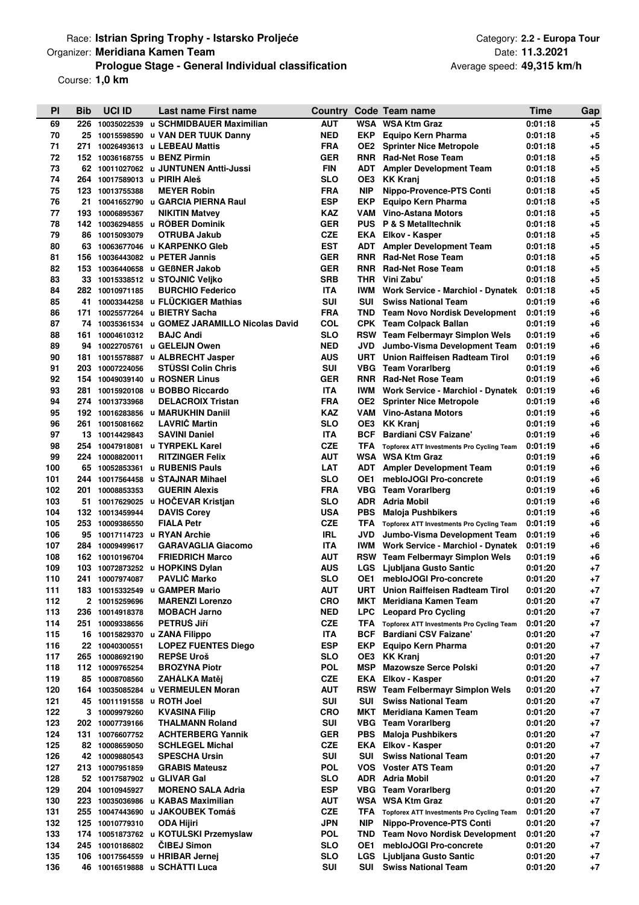Race: **Istrian Spring Trophy - Istarsko Proljeće**
Organizer: **Meridiana Kamen Team**
**Prologue Stage - General Individual classification**
Course: **1,0 km**

Category: **2.2 - Europa Tour**
Date: **11.3.2021**
Average speed: **49,315 km/h**

| Pl | Bib | UCI ID | Last name First name | Country | Code | Team name | Time | Gap |
|---|---|---|---|---|---|---|---|---|
| 69 | 226 | 10035022539 | u SCHMIDBAUER Maximilian | AUT | WSA | WSA Ktm Graz | 0:01:18 | +5 |
| 70 | 25 | 10015598590 | u VAN DER TUUK Danny | NED | EKP | Equipo Kern Pharma | 0:01:18 | +5 |
| 71 | 271 | 10026493613 | u LEBEAU Mattis | FRA | OE2 | Sprinter Nice Metropole | 0:01:18 | +5 |
| 72 | 152 | 10036168755 | u BENZ Pirmin | GER | RNR | Rad-Net Rose Team | 0:01:18 | +5 |
| 73 | 62 | 10011027062 | u JUNTUNEN Antti-Jussi | FIN | ADT | Ampler Development Team | 0:01:18 | +5 |
| 74 | 264 | 10017589013 | u PIRIH Aleš | SLO | OE3 | KK Kranj | 0:01:18 | +5 |
| 75 | 123 | 10013755388 | MEYER Robin | FRA | NIP | Nippo-Provence-PTS Conti | 0:01:18 | +5 |
| 76 | 21 | 10041652790 | u GARCIA PIERNA Raul | ESP | EKP | Equipo Kern Pharma | 0:01:18 | +5 |
| 77 | 193 | 10006895367 | NIKITIN Matvey | KAZ | VAM | Vino-Astana Motors | 0:01:18 | +5 |
| 78 | 142 | 10036294855 | u RÖBER Dominik | GER | PUS | P & S Metalltechnik | 0:01:18 | +5 |
| 79 | 86 | 10015093079 | OTRUBA Jakub | CZE | EKA | Elkov - Kasper | 0:01:18 | +5 |
| 80 | 63 | 10063677046 | u KARPENKO Gleb | EST | ADT | Ampler Development Team | 0:01:18 | +5 |
| 81 | 156 | 10036443082 | u PETER Jannis | GER | RNR | Rad-Net Rose Team | 0:01:18 | +5 |
| 82 | 153 | 10036440658 | u GEßNER Jakob | GER | RNR | Rad-Net Rose Team | 0:01:18 | +5 |
| 83 | 33 | 10015338512 | u STOJNIĆ Veljko | SRB | THR | Vini Zabu' | 0:01:18 | +5 |
| 84 | 282 | 10010971185 | BURCHIO Federico | ITA | IWM | Work Service - Marchiol - Dynatek | 0:01:18 | +5 |
| 85 | 41 | 10003344258 | u FLÜCKIGER Mathias | SUI | SUI | Swiss National Team | 0:01:19 | +6 |
| 86 | 171 | 10025577264 | u BIETRY Sacha | FRA | TND | Team Novo Nordisk Development | 0:01:19 | +6 |
| 87 | 74 | 10035361534 | u GOMEZ JARAMILLO Nicolas David | COL | CPK | Team Colpack Ballan | 0:01:19 | +6 |
| 88 | 161 | 10004610312 | BAJC Andi | SLO | RSW | Team Felbermayr Simplon Wels | 0:01:19 | +6 |
| 89 | 94 | 10022705761 | u GELEIJN Owen | NED | JVD | Jumbo-Visma Development Team | 0:01:19 | +6 |
| 90 | 181 | 10015578887 | u ALBRECHT Jasper | AUS | URT | Union Raiffeisen Radteam Tirol | 0:01:19 | +6 |
| 91 | 203 | 10007224056 | STÜSSI Colin Chris | SUI | VBG | Team Vorarlberg | 0:01:19 | +6 |
| 92 | 154 | 10049039140 | u ROSNER Linus | GER | RNR | Rad-Net Rose Team | 0:01:19 | +6 |
| 93 | 281 | 10015920108 | u BOBBO Riccardo | ITA | IWM | Work Service - Marchiol - Dynatek | 0:01:19 | +6 |
| 94 | 274 | 10013733968 | DELACROIX Tristan | FRA | OE2 | Sprinter Nice Metropole | 0:01:19 | +6 |
| 95 | 192 | 10016283856 | u MARUKHIN Daniil | KAZ | VAM | Vino-Astana Motors | 0:01:19 | +6 |
| 96 | 261 | 10015081662 | LAVRIČ Martin | SLO | OE3 | KK Kranj | 0:01:19 | +6 |
| 97 | 13 | 10014429843 | SAVINI Daniel | ITA | BCF | Bardiani CSV Faizane' | 0:01:19 | +6 |
| 98 | 254 | 10047918081 | u TYRPEKL Karel | CZE | TFA | Topforex ATT Investments Pro Cycling Team | 0:01:19 | +6 |
| 99 | 224 | 10008820011 | RITZINGER Felix | AUT | WSA | WSA Ktm Graz | 0:01:19 | +6 |
| 100 | 65 | 10052853361 | u RUBENIS Pauls | LAT | ADT | Ampler Development Team | 0:01:19 | +6 |
| 101 | 244 | 10017564458 | u ŠTAJNAR Mihael | SLO | OE1 | mebloJOGI Pro-concrete | 0:01:19 | +6 |
| 102 | 201 | 10008853353 | GUERIN Alexis | FRA | VBG | Team Vorarlberg | 0:01:19 | +6 |
| 103 | 51 | 10017629025 | u HOČEVAR Kristjan | SLO | ADR | Adria Mobil | 0:01:19 | +6 |
| 104 | 132 | 10013459944 | DAVIS Corey | USA | PBS | Maloja Pushbikers | 0:01:19 | +6 |
| 105 | 253 | 10009386550 | FIALA Petr | CZE | TFA | Topforex ATT Investments Pro Cycling Team | 0:01:19 | +6 |
| 106 | 95 | 10017114723 | u RYAN Archie | IRL | JVD | Jumbo-Visma Development Team | 0:01:19 | +6 |
| 107 | 284 | 10009499617 | GARAVAGLIA Giacomo | ITA | IWM | Work Service - Marchiol - Dynatek | 0:01:19 | +6 |
| 108 | 162 | 10010196704 | FRIEDRICH Marco | AUT | RSW | Team Felbermayr Simplon Wels | 0:01:19 | +6 |
| 109 | 103 | 10072873252 | u HOPKINS Dylan | AUS | LGS | Ljubljana Gusto Santic | 0:01:20 | +7 |
| 110 | 241 | 10007974087 | PAVLIČ Marko | SLO | OE1 | mebloJOGI Pro-concrete | 0:01:20 | +7 |
| 111 | 183 | 10015332549 | u GAMPER Mario | AUT | URT | Union Raiffeisen Radteam Tirol | 0:01:20 | +7 |
| 112 | 2 | 10015259696 | MARENZI Lorenzo | CRO | MKT | Meridiana Kamen Team | 0:01:20 | +7 |
| 113 | 236 | 10014918378 | MOBACH Jarno | NED | LPC | Leopard Pro Cycling | 0:01:20 | +7 |
| 114 | 251 | 10009338656 | PETRUŠ Jiří | CZE | TFA | Topforex ATT Investments Pro Cycling Team | 0:01:20 | +7 |
| 115 | 16 | 10015829370 | u ZANA Filippo | ITA | BCF | Bardiani CSV Faizane' | 0:01:20 | +7 |
| 116 | 22 | 10040300551 | LOPEZ FUENTES Diego | ESP | EKP | Equipo Kern Pharma | 0:01:20 | +7 |
| 117 | 265 | 10008692190 | REPŠE Uroš | SLO | OE3 | KK Kranj | 0:01:20 | +7 |
| 118 | 112 | 10009765254 | BROZYNA Piotr | POL | MSP | Mazowsze Serce Polski | 0:01:20 | +7 |
| 119 | 85 | 10008708560 | ZAHÁLKA Matěj | CZE | EKA | Elkov - Kasper | 0:01:20 | +7 |
| 120 | 164 | 10035085284 | u VERMEULEN Moran | AUT | RSW | Team Felbermayr Simplon Wels | 0:01:20 | +7 |
| 121 | 45 | 10011191558 | u ROTH Joel | SUI | SUI | Swiss National Team | 0:01:20 | +7 |
| 122 | 3 | 10009979260 | KVASINA Filip | CRO | MKT | Meridiana Kamen Team | 0:01:20 | +7 |
| 123 | 202 | 10007739166 | THALMANN Roland | SUI | VBG | Team Vorarlberg | 0:01:20 | +7 |
| 124 | 131 | 10076607752 | ACHTERBERG Yannik | GER | PBS | Maloja Pushbikers | 0:01:20 | +7 |
| 125 | 82 | 10008659050 | SCHLEGEL Michal | CZE | EKA | Elkov - Kasper | 0:01:20 | +7 |
| 126 | 42 | 10009880543 | SPESCHA Ursin | SUI | SUI | Swiss National Team | 0:01:20 | +7 |
| 127 | 213 | 10007951859 | GRABIS Mateusz | POL | VOS | Voster ATS Team | 0:01:20 | +7 |
| 128 | 52 | 10017587902 | u GLIVAR Gal | SLO | ADR | Adria Mobil | 0:01:20 | +7 |
| 129 | 204 | 10010945927 | MORENO SALA Adria | ESP | VBG | Team Vorarlberg | 0:01:20 | +7 |
| 130 | 223 | 10035036986 | u KABAS Maximilian | AUT | WSA | WSA Ktm Graz | 0:01:20 | +7 |
| 131 | 255 | 10047443690 | u JAKOUBEK Tomáš | CZE | TFA | Topforex ATT Investments Pro Cycling Team | 0:01:20 | +7 |
| 132 | 125 | 10010779310 | ODA Hijiri | JPN | NIP | Nippo-Provence-PTS Conti | 0:01:20 | +7 |
| 133 | 174 | 10051873762 | u KOTULSKI Przemyslaw | POL | TND | Team Novo Nordisk Development | 0:01:20 | +7 |
| 134 | 245 | 10010186802 | ČIBEJ Simon | SLO | OE1 | mebloJOGI Pro-concrete | 0:01:20 | +7 |
| 135 | 106 | 10017564559 | u HRIBAR Jernej | SLO | LGS | Ljubljana Gusto Santic | 0:01:20 | +7 |
| 136 | 46 | 10016519888 | u SCHÄTTI Luca | SUI | SUI | Swiss National Team | 0:01:20 | +7 |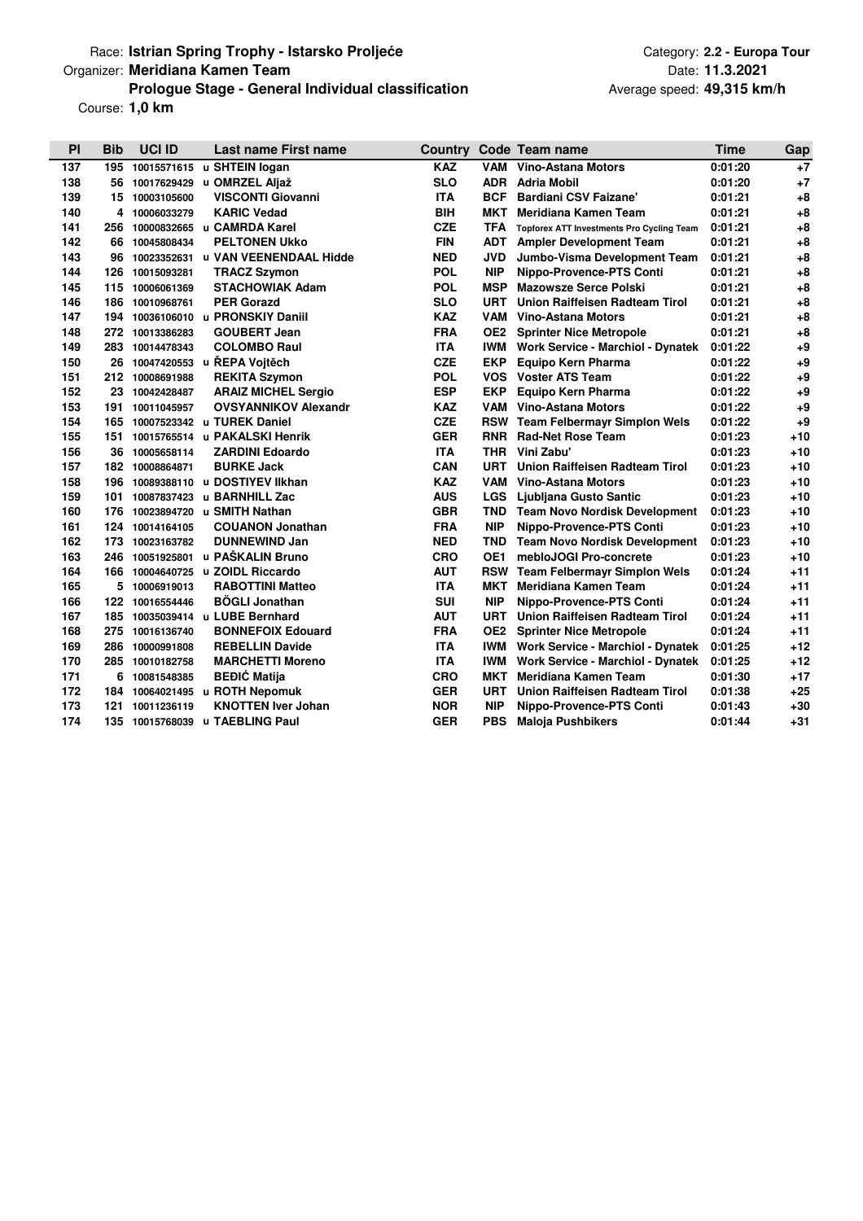Race: **Istrian Spring Trophy - Istarsko Proljeće**
Organizer: **Meridiana Kamen Team**
**Prologue Stage - General Individual classification**
Course: **1,0 km**

Category: **2.2 - Europa Tour**
Date: **11.3.2021**
Average speed: **49,315 km/h**

| Pl | Bib | UCI ID | Last name First name | Country | Code | Team name | Time | Gap |
|---|---|---|---|---|---|---|---|---|
| 137 | 195 | 10015571615 | u SHTEIN logan | KAZ | VAM | Vino-Astana Motors | 0:01:20 | +7 |
| 138 | 56 | 10017629429 | u OMRZEL Aljaž | SLO | ADR | Adria Mobil | 0:01:20 | +7 |
| 139 | 15 | 10003105600 | VISCONTI Giovanni | ITA | BCF | Bardiani CSV Faizane' | 0:01:21 | +8 |
| 140 | 4 | 10006033279 | KARIC Vedad | BIH | MKT | Meridiana Kamen Team | 0:01:21 | +8 |
| 141 | 256 | 10000832665 | u CAMRDA Karel | CZE | TFA | Topforex ATT Investments Pro Cycling Team | 0:01:21 | +8 |
| 142 | 66 | 10045808434 | PELTONEN Ukko | FIN | ADT | Ampler Development Team | 0:01:21 | +8 |
| 143 | 96 | 10023352631 | u VAN VEENENDAAL Hidde | NED | JVD | Jumbo-Visma Development Team | 0:01:21 | +8 |
| 144 | 126 | 10015093281 | TRACZ Szymon | POL | NIP | Nippo-Provence-PTS Conti | 0:01:21 | +8 |
| 145 | 115 | 10006061369 | STACHOWIAK Adam | POL | MSP | Mazowsze Serce Polski | 0:01:21 | +8 |
| 146 | 186 | 10010968761 | PER Gorazd | SLO | URT | Union Raiffeisen Radteam Tirol | 0:01:21 | +8 |
| 147 | 194 | 10036106010 | u PRONSKIY Daniil | KAZ | VAM | Vino-Astana Motors | 0:01:21 | +8 |
| 148 | 272 | 10013386283 | GOUBERT Jean | FRA | OE2 | Sprinter Nice Metropole | 0:01:21 | +8 |
| 149 | 283 | 10014478343 | COLOMBO Raul | ITA | IWM | Work Service - Marchiol - Dynatek | 0:01:22 | +9 |
| 150 | 26 | 10047420553 | u ŘEPA Vojtěch | CZE | EKP | Equipo Kern Pharma | 0:01:22 | +9 |
| 151 | 212 | 10008691988 | REKITA Szymon | POL | VOS | Voster ATS Team | 0:01:22 | +9 |
| 152 | 23 | 10042428487 | ARAIZ MICHEL Sergio | ESP | EKP | Equipo Kern Pharma | 0:01:22 | +9 |
| 153 | 191 | 10011045957 | OVSYANNIKOV Alexandr | KAZ | VAM | Vino-Astana Motors | 0:01:22 | +9 |
| 154 | 165 | 10007523342 | u TUREK Daniel | CZE | RSW | Team Felbermayr Simplon Wels | 0:01:22 | +9 |
| 155 | 151 | 10015765514 | u PAKALSKI Henrik | GER | RNR | Rad-Net Rose Team | 0:01:23 | +10 |
| 156 | 36 | 10005658114 | ZARDINI Edoardo | ITA | THR | Vini Zabu' | 0:01:23 | +10 |
| 157 | 182 | 10008864871 | BURKE Jack | CAN | URT | Union Raiffeisen Radteam Tirol | 0:01:23 | +10 |
| 158 | 196 | 10089388110 | u DOSTIYEV Ilkhan | KAZ | VAM | Vino-Astana Motors | 0:01:23 | +10 |
| 159 | 101 | 10087837423 | u BARNHILL Zac | AUS | LGS | Ljubljana Gusto Santic | 0:01:23 | +10 |
| 160 | 176 | 10023894720 | u SMITH Nathan | GBR | TND | Team Novo Nordisk Development | 0:01:23 | +10 |
| 161 | 124 | 10014164105 | COUANON Jonathan | FRA | NIP | Nippo-Provence-PTS Conti | 0:01:23 | +10 |
| 162 | 173 | 10023163782 | DUNNEWIND Jan | NED | TND | Team Novo Nordisk Development | 0:01:23 | +10 |
| 163 | 246 | 10051925801 | u PAŠKALIN Bruno | CRO | OE1 | mebloJOGI Pro-concrete | 0:01:23 | +10 |
| 164 | 166 | 10004640725 | u ZOIDL Riccardo | AUT | RSW | Team Felbermayr Simplon Wels | 0:01:24 | +11 |
| 165 | 5 | 10006919013 | RABOTTINI Matteo | ITA | MKT | Meridiana Kamen Team | 0:01:24 | +11 |
| 166 | 122 | 10016554446 | BÖGLI Jonathan | SUI | NIP | Nippo-Provence-PTS Conti | 0:01:24 | +11 |
| 167 | 185 | 10035039414 | u LUBE Bernhard | AUT | URT | Union Raiffeisen Radteam Tirol | 0:01:24 | +11 |
| 168 | 275 | 10016136740 | BONNEFOIX Edouard | FRA | OE2 | Sprinter Nice Metropole | 0:01:24 | +11 |
| 169 | 286 | 10000991808 | REBELLIN Davide | ITA | IWM | Work Service - Marchiol - Dynatek | 0:01:25 | +12 |
| 170 | 285 | 10010182758 | MARCHETTI Moreno | ITA | IWM | Work Service - Marchiol - Dynatek | 0:01:25 | +12 |
| 171 | 6 | 10081548385 | BEĐIĆ Matija | CRO | MKT | Meridiana Kamen Team | 0:01:30 | +17 |
| 172 | 184 | 10064021495 | u ROTH Nepomuk | GER | URT | Union Raiffeisen Radteam Tirol | 0:01:38 | +25 |
| 173 | 121 | 10011236119 | KNOTTEN Iver Johan | NOR | NIP | Nippo-Provence-PTS Conti | 0:01:43 | +30 |
| 174 | 135 | 10015768039 | u TAEBLING Paul | GER | PBS | Maloja Pushbikers | 0:01:44 | +31 |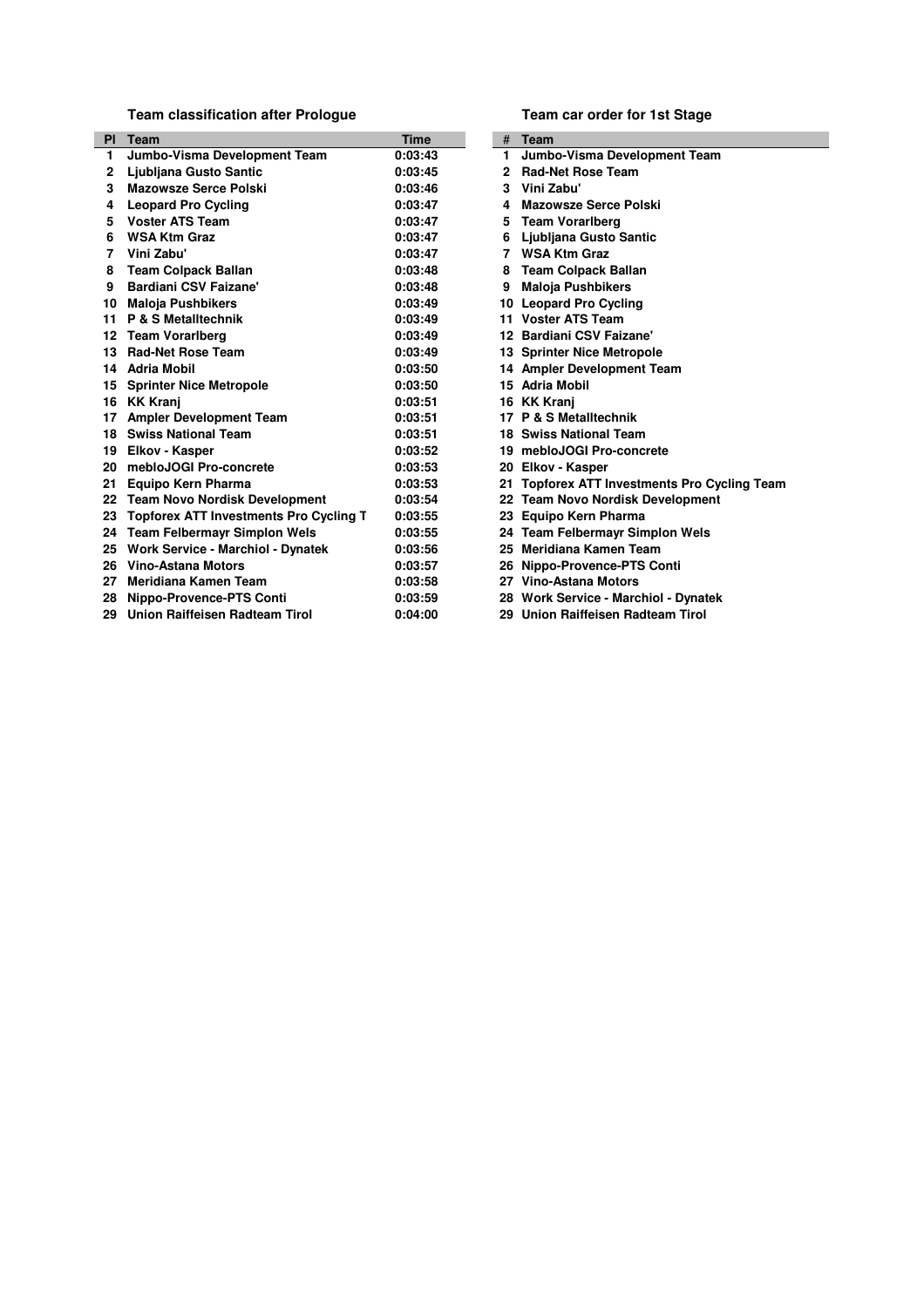### Team classification after Prologue

| Pl | Team | Time |
|---|---|---|
| 1 | Jumbo-Visma Development Team | 0:03:43 |
| 2 | Ljubljana Gusto Santic | 0:03:45 |
| 3 | Mazowsze Serce Polski | 0:03:46 |
| 4 | Leopard Pro Cycling | 0:03:47 |
| 5 | Voster ATS Team | 0:03:47 |
| 6 | WSA Ktm Graz | 0:03:47 |
| 7 | Vini Zabu' | 0:03:47 |
| 8 | Team Colpack Ballan | 0:03:48 |
| 9 | Bardiani CSV Faizane' | 0:03:48 |
| 10 | Maloja Pushbikers | 0:03:49 |
| 11 | P & S Metalltechnik | 0:03:49 |
| 12 | Team Vorarlberg | 0:03:49 |
| 13 | Rad-Net Rose Team | 0:03:49 |
| 14 | Adria Mobil | 0:03:50 |
| 15 | Sprinter Nice Metropole | 0:03:50 |
| 16 | KK Kranj | 0:03:51 |
| 17 | Ampler Development Team | 0:03:51 |
| 18 | Swiss National Team | 0:03:51 |
| 19 | Elkov - Kasper | 0:03:52 |
| 20 | mebloJOGI Pro-concrete | 0:03:53 |
| 21 | Equipo Kern Pharma | 0:03:53 |
| 22 | Team Novo Nordisk Development | 0:03:54 |
| 23 | Topforex ATT Investments Pro Cycling T | 0:03:55 |
| 24 | Team Felbermayr Simplon Wels | 0:03:55 |
| 25 | Work Service - Marchiol - Dynatek | 0:03:56 |
| 26 | Vino-Astana Motors | 0:03:57 |
| 27 | Meridiana Kamen Team | 0:03:58 |
| 28 | Nippo-Provence-PTS Conti | 0:03:59 |
| 29 | Union Raiffeisen Radteam Tirol | 0:04:00 |

### Team car order for 1st Stage

| # | Team |
|---|---|
| 1 | Jumbo-Visma Development Team |
| 2 | Rad-Net Rose Team |
| 3 | Vini Zabu' |
| 4 | Mazowsze Serce Polski |
| 5 | Team Vorarlberg |
| 6 | Ljubljana Gusto Santic |
| 7 | WSA Ktm Graz |
| 8 | Team Colpack Ballan |
| 9 | Maloja Pushbikers |
| 10 | Leopard Pro Cycling |
| 11 | Voster ATS Team |
| 12 | Bardiani CSV Faizane' |
| 13 | Sprinter Nice Metropole |
| 14 | Ampler Development Team |
| 15 | Adria Mobil |
| 16 | KK Kranj |
| 17 | P & S Metalltechnik |
| 18 | Swiss National Team |
| 19 | mebloJOGI Pro-concrete |
| 20 | Elkov - Kasper |
| 21 | Topforex ATT Investments Pro Cycling Team |
| 22 | Team Novo Nordisk Development |
| 23 | Equipo Kern Pharma |
| 24 | Team Felbermayr Simplon Wels |
| 25 | Meridiana Kamen Team |
| 26 | Nippo-Provence-PTS Conti |
| 27 | Vino-Astana Motors |
| 28 | Work Service - Marchiol - Dynatek |
| 29 | Union Raiffeisen Radteam Tirol |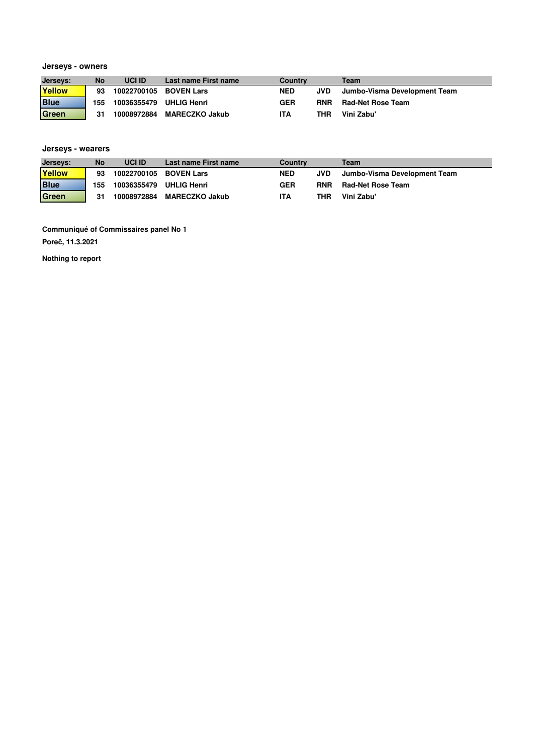### Jerseys - owners

| Jerseys: | No | UCI ID | Last name First name | Country | | Team |
|---|---|---|---|---|---|---|
| Yellow | 93 | 10022700105 | BOVEN Lars | NED | JVD | Jumbo-Visma Development Team |
| Blue | 155 | 10036355479 | UHLIG Henri | GER | RNR | Rad-Net Rose Team |
| Green | 31 | 10008972884 | MARECZKO Jakub | ITA | THR | Vini Zabu' |

### Jerseys - wearers

| Jerseys: | No | UCI ID | Last name First name | Country | | Team |
|---|---|---|---|---|---|---|
| Yellow | 93 | 10022700105 | BOVEN Lars | NED | JVD | Jumbo-Visma Development Team |
| Blue | 155 | 10036355479 | UHLIG Henri | GER | RNR | Rad-Net Rose Team |
| Green | 31 | 10008972884 | MARECZKO Jakub | ITA | THR | Vini Zabu' |

**Communiqué of Commissaires panel No 1**

**Poreč, 11.3.2021**

**Nothing to report**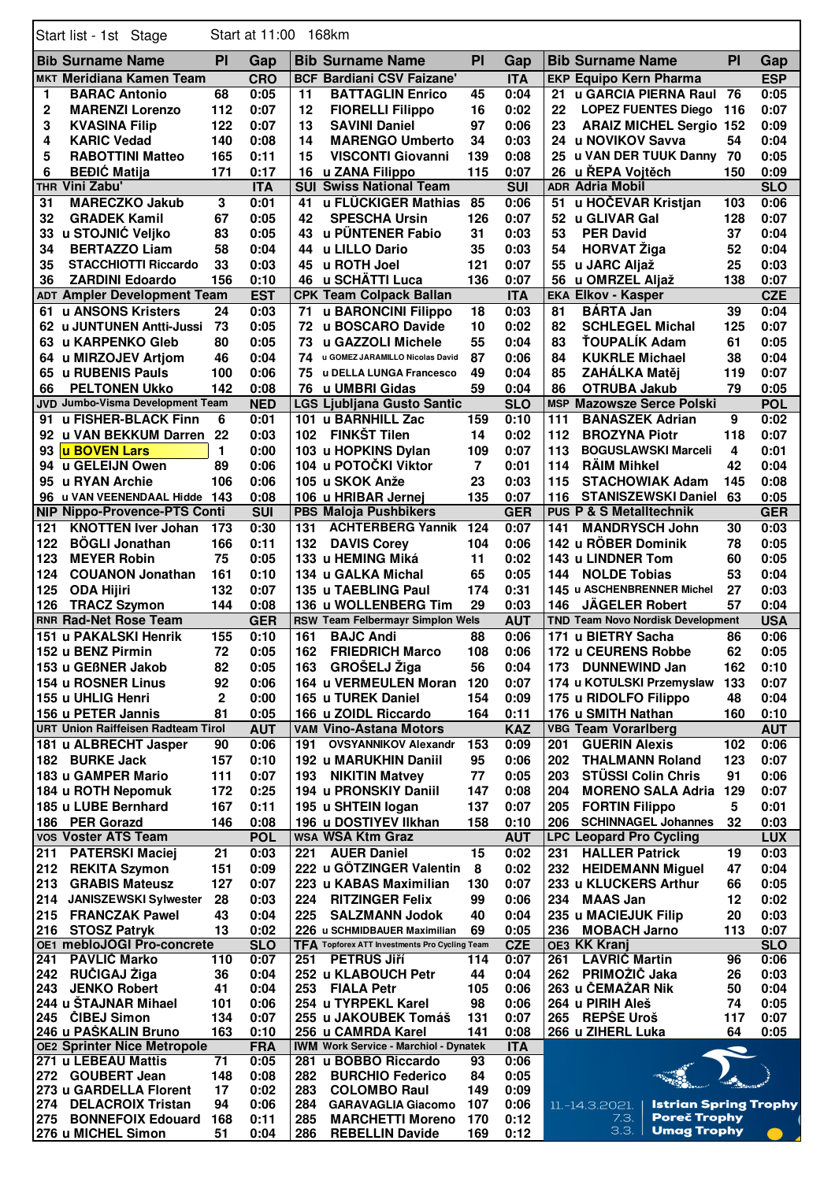Start list - 1st Stage    Start at 11:00    168km

| Bib | Surname Name | Pl | Gap | Bib | Surname Name | Pl | Gap | Bib | Surname Name | Pl | Gap |
|---|---|---|---|---|---|---|---|---|---|---|---|
| MKT | Meridiana Kamen Team | | CRO | BCF | Bardiani CSV Faizane' | | ITA | EKP | Equipo Kern Pharma | | ESP |
| 1 | BARAC Antonio | 68 | 0:05 | 11 | BATTAGLIN Enrico | 45 | 0:04 | 21 | u GARCIA PIERNA Raul | 76 | 0:05 |
| 2 | MARENZI Lorenzo | 112 | 0:07 | 12 | FIORELLI Filippo | 16 | 0:02 | 22 | LOPEZ FUENTES Diego | 116 | 0:07 |
| 3 | KVASINA Filip | 122 | 0:07 | 13 | SAVINI Daniel | 97 | 0:06 | 23 | ARAIZ MICHEL Sergio | 152 | 0:09 |
| 4 | KARIC Vedad | 140 | 0:08 | 14 | MARENGO Umberto | 34 | 0:03 | 24 | u NOVIKOV Savva | 54 | 0:04 |
| 5 | RABOTTINI Matteo | 165 | 0:11 | 15 | VISCONTI Giovanni | 139 | 0:08 | 25 | u VAN DER TUUK Danny | 70 | 0:05 |
| 6 | BEĐIĆ Matija | 171 | 0:17 | 16 | u ZANA Filippo | 115 | 0:07 | 26 | u ŘEPA Vojtěch | 150 | 0:09 |
| THR | Vini Zabu' | | ITA | SUI | Swiss National Team | | SUI | ADR | Adria Mobil | | SLO |
| 31 | MARECZKO Jakub | 3 | 0:01 | 41 | u FLÜCKIGER Mathias | 85 | 0:06 | 51 | u HOČEVAR Kristjan | 103 | 0:06 |
| 32 | GRADEK Kamil | 67 | 0:05 | 42 | SPESCHA Ursin | 126 | 0:07 | 52 | u GLIVAR Gal | 128 | 0:07 |
| 33 | u STOJNIĆ Veljko | 83 | 0:05 | 43 | u PÜNTENER Fabio | 31 | 0:03 | 53 | PER David | 37 | 0:04 |
| 34 | BERTAZZO Liam | 58 | 0:04 | 44 | u LILLO Dario | 35 | 0:03 | 54 | HORVAT Žiga | 52 | 0:04 |
| 35 | STACCHIOTTI Riccardo | 33 | 0:03 | 45 | u ROTH Joel | 121 | 0:07 | 55 | u JARC Aljaž | 25 | 0:03 |
| 36 | ZARDINI Edoardo | 156 | 0:10 | 46 | u SCHÄTTI Luca | 136 | 0:07 | 56 | u OMRZEL Aljaž | 138 | 0:07 |
| ADT | Ampler Development Team | | EST | CPK | Team Colpack Ballan | | ITA | EKA | Elkov - Kasper | | CZE |
| 61 | u ANSONS Kristers | 24 | 0:03 | 71 | u BARONCINI Filippo | 18 | 0:03 | 81 | BÁRTA Jan | 39 | 0:04 |
| 62 | u JUNTUNEN Antti-Jussi | 73 | 0:05 | 72 | u BOSCARO Davide | 10 | 0:02 | 82 | SCHLEGEL Michal | 125 | 0:07 |
| 63 | u KARPENKO Gleb | 80 | 0:05 | 73 | u GAZZOLI Michele | 55 | 0:04 | 83 | ŤOUPALÍK Adam | 61 | 0:05 |
| 64 | u MIRZOJEV Artjom | 46 | 0:04 | 74 | u GOMEZ JARAMILLO Nicolas David | 87 | 0:06 | 84 | KUKRLE Michael | 38 | 0:04 |
| 65 | u RUBENIS Pauls | 100 | 0:06 | 75 | u DELLA LUNGA Francesco | 49 | 0:04 | 85 | ZAHÁLKA Matěj | 119 | 0:07 |
| 66 | PELTONEN Ukko | 142 | 0:08 | 76 | u UMBRI Gidas | 59 | 0:04 | 86 | OTRUBA Jakub | 79 | 0:05 |
| JVD | Jumbo-Visma Development Team | | NED | LGS | Ljubljana Gusto Santic | | SLO | MSP | Mazowsze Serce Polski | | POL |
| 91 | u FISHER-BLACK Finn | 6 | 0:01 | 101 | u BARNHILL Zac | 159 | 0:10 | 111 | BANASZEK Adrian | 9 | 0:02 |
| 92 | u VAN BEKKUM Darren | 22 | 0:03 | 102 | FINKŠT Tilen | 14 | 0:02 | 112 | BROZYNA Piotr | 118 | 0:07 |
| 93 | u BOVEN Lars | 1 | 0:00 | 103 | u HOPKINS Dylan | 109 | 0:07 | 113 | BOGUSLAWSKI Marceli | 4 | 0:01 |
| 94 | u GELEIJN Owen | 89 | 0:06 | 104 | u POTOČKI Viktor | 7 | 0:01 | 114 | RÄIM Mihkel | 42 | 0:04 |
| 95 | u RYAN Archie | 106 | 0:06 | 105 | u SKOK Anže | 23 | 0:03 | 115 | STACHOWIAK Adam | 145 | 0:08 |
| 96 | u VAN VEENENDAAL Hidde | 143 | 0:08 | 106 | u HRIBAR Jernej | 135 | 0:07 | 116 | STANISZEWSKI Daniel | 63 | 0:05 |
| NIP | Nippo-Provence-PTS Conti | | SUI | PBS | Maloja Pushbikers | | GER | PUS | P & S Metalltechnik | | GER |
| 121 | KNOTTEN Iver Johan | 173 | 0:30 | 131 | ACHTERBERG Yannik | 124 | 0:07 | 141 | MANDRYSCH John | 30 | 0:03 |
| 122 | BÖGLI Jonathan | 166 | 0:11 | 132 | DAVIS Corey | 104 | 0:06 | 142 | u RÖBER Dominik | 78 | 0:05 |
| 123 | MEYER Robin | 75 | 0:05 | 133 | u HEMING Miká | 11 | 0:02 | 143 | u LINDNER Tom | 60 | 0:05 |
| 124 | COUANON Jonathan | 161 | 0:10 | 134 | u GALKA Michal | 65 | 0:05 | 144 | NOLDE Tobias | 53 | 0:04 |
| 125 | ODA Hijiri | 132 | 0:07 | 135 | u TAEBLING Paul | 174 | 0:31 | 145 | u ASCHENBRENNER Michel | 27 | 0:03 |
| 126 | TRACZ Szymon | 144 | 0:08 | 136 | u WOLLENBERG Tim | 29 | 0:03 | 146 | JÄGELER Robert | 57 | 0:04 |
| RNR | Rad-Net Rose Team | | GER | RSW | Team Felbermayr Simplon Wels | | AUT | TND | Team Novo Nordisk Development | | USA |
| 151 | u PAKALSKI Henrik | 155 | 0:10 | 161 | BAJC Andi | 88 | 0:06 | 171 | u BIETRY Sacha | 86 | 0:06 |
| 152 | u BENZ Pirmin | 72 | 0:05 | 162 | FRIEDRICH Marco | 108 | 0:06 | 172 | u CEURENS Robbe | 62 | 0:05 |
| 153 | u GEßNER Jakob | 82 | 0:05 | 163 | GROŠELJ Žiga | 56 | 0:04 | 173 | DUNNEWIND Jan | 162 | 0:10 |
| 154 | u ROSNER Linus | 92 | 0:06 | 164 | u VERMEULEN Moran | 120 | 0:07 | 174 | u KOTULSKI Przemyslaw | 133 | 0:07 |
| 155 | u UHLIG Henri | 2 | 0:00 | 165 | u TUREK Daniel | 154 | 0:09 | 175 | u RIDOLFO Filippo | 48 | 0:04 |
| 156 | u PETER Jannis | 81 | 0:05 | 166 | u ZOIDL Riccardo | 164 | 0:11 | 176 | u SMITH Nathan | 160 | 0:10 |
| URT | Union Raiffeisen Radteam Tirol | | AUT | VAM | Vino-Astana Motors | | KAZ | VBG | Team Vorarlberg | | AUT |
| 181 | u ALBRECHT Jasper | 90 | 0:06 | 191 | OVSYANNIKOV Alexandr | 153 | 0:09 | 201 | GUERIN Alexis | 102 | 0:06 |
| 182 | BURKE Jack | 157 | 0:10 | 192 | u MARUKHIN Daniil | 95 | 0:06 | 202 | THALMANN Roland | 123 | 0:07 |
| 183 | u GAMPER Mario | 111 | 0:07 | 193 | NIKITIN Matvey | 77 | 0:05 | 203 | STÜSSI Colin Chris | 91 | 0:06 |
| 184 | u ROTH Nepomuk | 172 | 0:25 | 194 | u PRONSKIY Daniil | 147 | 0:08 | 204 | MORENO SALA Adria | 129 | 0:07 |
| 185 | u LUBE Bernhard | 167 | 0:11 | 195 | u SHTEIN logan | 137 | 0:07 | 205 | FORTIN Filippo | 5 | 0:01 |
| 186 | PER Gorazd | 146 | 0:08 | 196 | u DOSTIYEV Ilkhan | 158 | 0:10 | 206 | SCHINNAGEL Johannes | 32 | 0:03 |
| VOS | Voster ATS Team | | POL | WSA | WSA Ktm Graz | | AUT | LPC | Leopard Pro Cycling | | LUX |
| 211 | PATERSKI Maciej | 21 | 0:03 | 221 | AUER Daniel | 15 | 0:02 | 231 | HALLER Patrick | 19 | 0:03 |
| 212 | REKITA Szymon | 151 | 0:09 | 222 | u GÖTZINGER Valentin | 8 | 0:02 | 232 | HEIDEMANN Miguel | 47 | 0:04 |
| 213 | GRABIS Mateusz | 127 | 0:07 | 223 | u KABAS Maximilian | 130 | 0:07 | 233 | u KLUCKERS Arthur | 66 | 0:05 |
| 214 | JANISZEWSKI Sylwester | 28 | 0:03 | 224 | RITZINGER Felix | 99 | 0:06 | 234 | MAAS Jan | 12 | 0:02 |
| 215 | FRANCZAK Pawel | 43 | 0:04 | 225 | SALZMANN Jodok | 40 | 0:04 | 235 | u MACIEJUK Filip | 20 | 0:03 |
| 216 | STOSZ Patryk | 13 | 0:02 | 226 | u SCHMIDBAUER Maximilian | 69 | 0:05 | 236 | MOBACH Jarno | 113 | 0:07 |
| OE1 | mebloJOGI Pro-concrete | | SLO | TFA | Topforex ATT Investments Pro Cycling Team | | CZE | OE3 | KK Kranj | | SLO |
| 241 | PAVLIČ Marko | 110 | 0:07 | 251 | PETRUS Jiří | 114 | 0:07 | 261 | LAVRIČ Martin | 96 | 0:06 |
| 242 | RUČIGAJ Žiga | 36 | 0:04 | 252 | u KLABOUCH Petr | 44 | 0:04 | 262 | PRIMOŽIČ Jaka | 26 | 0:03 |
| 243 | JENKO Robert | 41 | 0:04 | 253 | FIALA Petr | 105 | 0:06 | 263 | u ČEMAŽAR Nik | 50 | 0:04 |
| 244 | u ŠTAJNAR Mihael | 101 | 0:06 | 254 | u TYRPEKL Karel | 98 | 0:06 | 264 | u PIRIH Aleš | 74 | 0:05 |
| 245 | ČIBEJ Simon | 134 | 0:07 | 255 | u JAKOUBEK Tomáš | 131 | 0:07 | 265 | REPŠE Uroš | 117 | 0:07 |
| 246 | u PAŠKALIN Bruno | 163 | 0:10 | 256 | u CAMRDA Karel | 141 | 0:08 | 266 | u ZIHERL Luka | 64 | 0:05 |
| OE2 | Sprinter Nice Metropole | | FRA | IWM | Work Service - Marchiol - Dynatek | | ITA | | | | |
| 271 | u LEBEAU Mattis | 71 | 0:05 | 281 | u BOBBO Riccardo | 93 | 0:06 | | | | |
| 272 | GOUBERT Jean | 148 | 0:08 | 282 | BURCHIO Federico | 84 | 0:05 | | | | |
| 273 | u GARDELLA Florent | 17 | 0:02 | 283 | COLOMBO Raul | 149 | 0:09 | | | | |
| 274 | DELACROIX Tristan | 94 | 0:06 | 284 | GARAVAGLIA Giacomo | 107 | 0:06 | | | | |
| 275 | BONNEFOIX Edouard | 168 | 0:11 | 285 | MARCHETTI Moreno | 170 | 0:12 | | | | |
| 276 | u MICHEL Simon | 51 | 0:04 | 286 | REBELLIN Davide | 169 | 0:12 | | | | |

11.-14.3.2021. Istrian Spring Trophy
7.3. Poreč Trophy
3.3. Umag Trophy